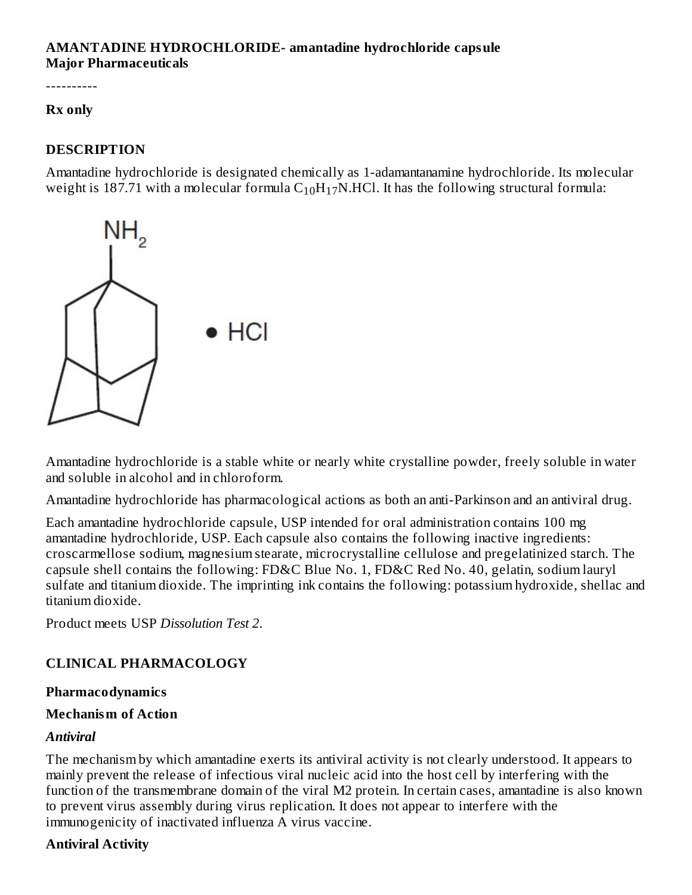**AMANTADINE HYDROCHLORIDE- amantadine hydrochloride capsule**
**Major Pharmaceuticals**

----------

**Rx only**

## DESCRIPTION

Amantadine hydrochloride is designated chemically as 1-adamantanamine hydrochloride. Its molecular weight is 187.71 with a molecular formula $C_{10}H_{17}N.HCl$. It has the following structural formula:

Amantadine hydrochloride is a stable white or nearly white crystalline powder, freely soluble in water and soluble in alcohol and in chloroform.

Amantadine hydrochloride has pharmacological actions as both an anti-Parkinson and an antiviral drug.

Each amantadine hydrochloride capsule, USP intended for oral administration contains 100 mg amantadine hydrochloride, USP. Each capsule also contains the following inactive ingredients: croscarmellose sodium, magnesium stearate, microcrystalline cellulose and pregelatinized starch. The capsule shell contains the following: FD&C Blue No. 1, FD&C Red No. 40, gelatin, sodium lauryl sulfate and titanium dioxide. The imprinting ink contains the following: potassium hydroxide, shellac and titanium dioxide.

Product meets USP *Dissolution Test 2*.

## CLINICAL PHARMACOLOGY

### Pharmacodynamics

### Mechanism of Action

***Antiviral***

The mechanism by which amantadine exerts its antiviral activity is not clearly understood. It appears to mainly prevent the release of infectious viral nucleic acid into the host cell by interfering with the function of the transmembrane domain of the viral M2 protein. In certain cases, amantadine is also known to prevent virus assembly during virus replication. It does not appear to interfere with the immunogenicity of inactivated influenza A virus vaccine.

### Antiviral Activity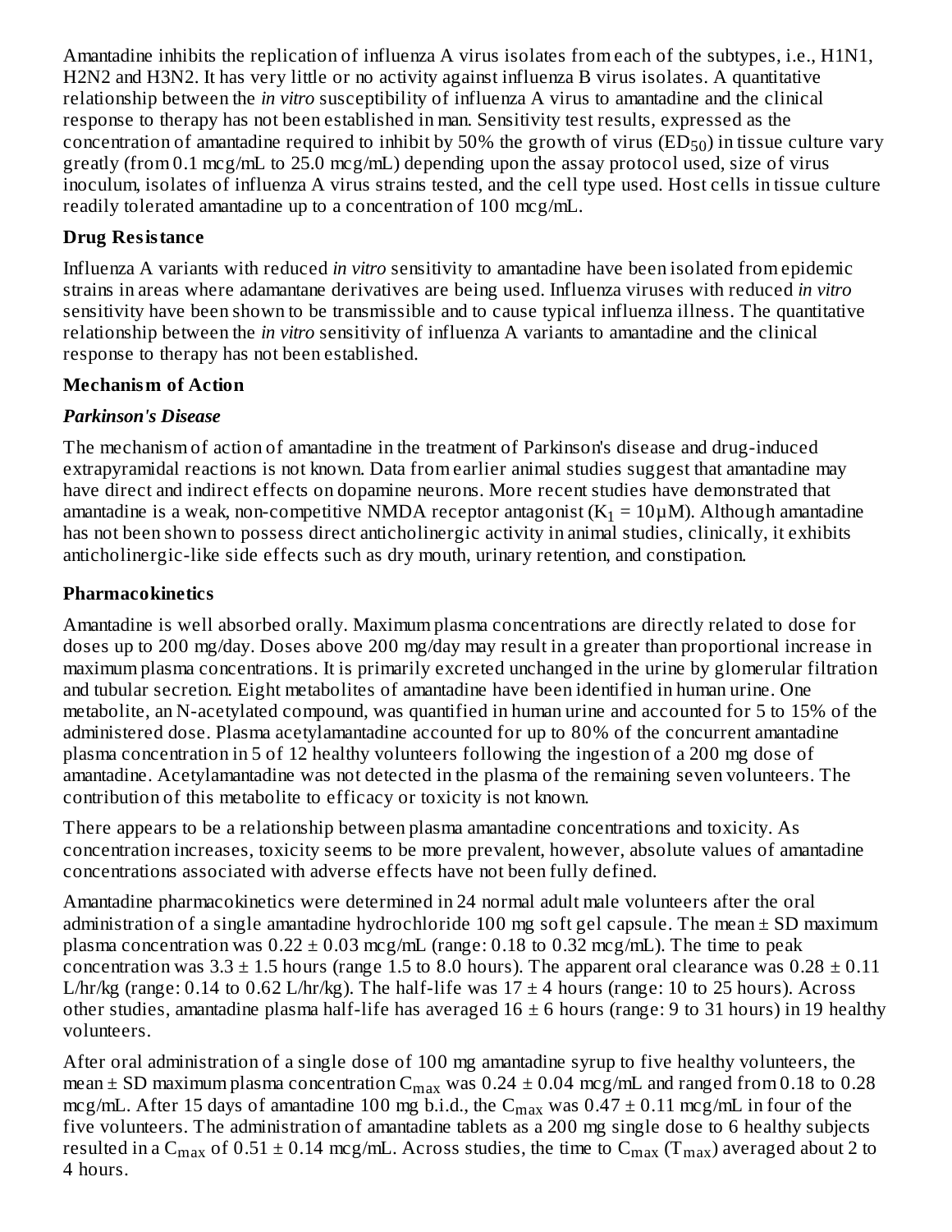Amantadine inhibits the replication of influenza A virus isolates from each of the subtypes, i.e., H1N1, H2N2 and H3N2. It has very little or no activity against influenza B virus isolates. A quantitative relationship between the *in vitro* susceptibility of influenza A virus to amantadine and the clinical response to therapy has not been established in man. Sensitivity test results, expressed as the concentration of amantadine required to inhibit by 50% the growth of virus ($ED_{50}$) in tissue culture vary greatly (from 0.1 mcg/mL to 25.0 mcg/mL) depending upon the assay protocol used, size of virus inoculum, isolates of influenza A virus strains tested, and the cell type used. Host cells in tissue culture readily tolerated amantadine up to a concentration of 100 mcg/mL.

**Drug Resistance**

Influenza A variants with reduced *in vitro* sensitivity to amantadine have been isolated from epidemic strains in areas where adamantane derivatives are being used. Influenza viruses with reduced *in vitro* sensitivity have been shown to be transmissible and to cause typical influenza illness. The quantitative relationship between the *in vitro* sensitivity of influenza A variants to amantadine and the clinical response to therapy has not been established.

**Mechanism of Action**

***Parkinson's Disease***

The mechanism of action of amantadine in the treatment of Parkinson's disease and drug-induced extrapyramidal reactions is not known. Data from earlier animal studies suggest that amantadine may have direct and indirect effects on dopamine neurons. More recent studies have demonstrated that amantadine is a weak, non-competitive NMDA receptor antagonist ($K_1 = 10\mu M$). Although amantadine has not been shown to possess direct anticholinergic activity in animal studies, clinically, it exhibits anticholinergic-like side effects such as dry mouth, urinary retention, and constipation.

**Pharmacokinetics**

Amantadine is well absorbed orally. Maximum plasma concentrations are directly related to dose for doses up to 200 mg/day. Doses above 200 mg/day may result in a greater than proportional increase in maximum plasma concentrations. It is primarily excreted unchanged in the urine by glomerular filtration and tubular secretion. Eight metabolites of amantadine have been identified in human urine. One metabolite, an N-acetylated compound, was quantified in human urine and accounted for 5 to 15% of the administered dose. Plasma acetylamantadine accounted for up to 80% of the concurrent amantadine plasma concentration in 5 of 12 healthy volunteers following the ingestion of a 200 mg dose of amantadine. Acetylamantadine was not detected in the plasma of the remaining seven volunteers. The contribution of this metabolite to efficacy or toxicity is not known.

There appears to be a relationship between plasma amantadine concentrations and toxicity. As concentration increases, toxicity seems to be more prevalent, however, absolute values of amantadine concentrations associated with adverse effects have not been fully defined.

Amantadine pharmacokinetics were determined in 24 normal adult male volunteers after the oral administration of a single amantadine hydrochloride 100 mg soft gel capsule. The mean ± SD maximum plasma concentration was 0.22 ± 0.03 mcg/mL (range: 0.18 to 0.32 mcg/mL). The time to peak concentration was 3.3 ± 1.5 hours (range 1.5 to 8.0 hours). The apparent oral clearance was 0.28 ± 0.11 L/hr/kg (range: 0.14 to 0.62 L/hr/kg). The half-life was 17 ± 4 hours (range: 10 to 25 hours). Across other studies, amantadine plasma half-life has averaged 16 ± 6 hours (range: 9 to 31 hours) in 19 healthy volunteers.

After oral administration of a single dose of 100 mg amantadine syrup to five healthy volunteers, the mean ± SD maximum plasma concentration $C_{max}$ was 0.24 ± 0.04 mcg/mL and ranged from 0.18 to 0.28 mcg/mL. After 15 days of amantadine 100 mg b.i.d., the $C_{max}$ was 0.47 ± 0.11 mcg/mL in four of the five volunteers. The administration of amantadine tablets as a 200 mg single dose to 6 healthy subjects resulted in a $C_{max}$ of 0.51 ± 0.14 mcg/mL. Across studies, the time to $C_{max}$ ($T_{max}$) averaged about 2 to 4 hours.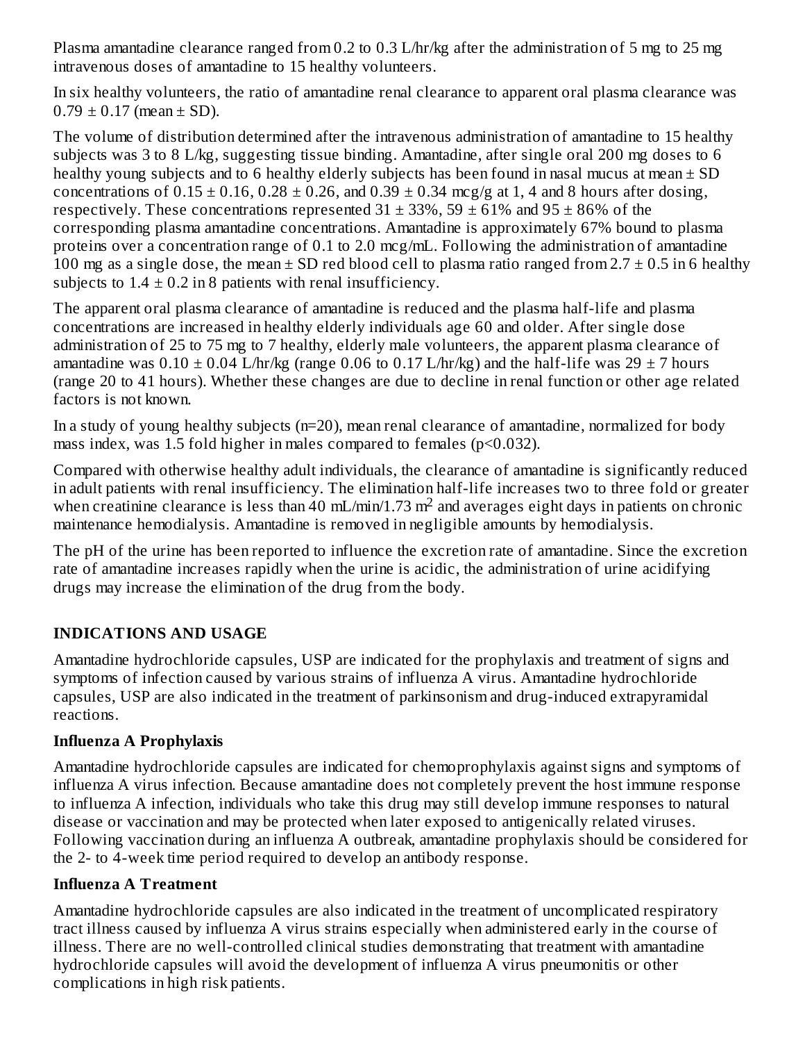Plasma amantadine clearance ranged from 0.2 to 0.3 L/hr/kg after the administration of 5 mg to 25 mg intravenous doses of amantadine to 15 healthy volunteers.

In six healthy volunteers, the ratio of amantadine renal clearance to apparent oral plasma clearance was $0.79 \pm 0.17$ (mean ± SD).

The volume of distribution determined after the intravenous administration of amantadine to 15 healthy subjects was 3 to 8 L/kg, suggesting tissue binding. Amantadine, after single oral 200 mg doses to 6 healthy young subjects and to 6 healthy elderly subjects has been found in nasal mucus at mean ± SD concentrations of $0.15 \pm 0.16$, $0.28 \pm 0.26$, and $0.39 \pm 0.34$ mcg/g at 1, 4 and 8 hours after dosing, respectively. These concentrations represented $31 \pm 33\%$, $59 \pm 61\%$ and $95 \pm 86\%$ of the corresponding plasma amantadine concentrations. Amantadine is approximately 67% bound to plasma proteins over a concentration range of 0.1 to 2.0 mcg/mL. Following the administration of amantadine 100 mg as a single dose, the mean ± SD red blood cell to plasma ratio ranged from $2.7 \pm 0.5$ in 6 healthy subjects to $1.4 \pm 0.2$ in 8 patients with renal insufficiency.

The apparent oral plasma clearance of amantadine is reduced and the plasma half-life and plasma concentrations are increased in healthy elderly individuals age 60 and older. After single dose administration of 25 to 75 mg to 7 healthy, elderly male volunteers, the apparent plasma clearance of amantadine was $0.10 \pm 0.04$ L/hr/kg (range 0.06 to 0.17 L/hr/kg) and the half-life was $29 \pm 7$ hours (range 20 to 41 hours). Whether these changes are due to decline in renal function or other age related factors is not known.

In a study of young healthy subjects (n=20), mean renal clearance of amantadine, normalized for body mass index, was 1.5 fold higher in males compared to females ($p<0.032$).

Compared with otherwise healthy adult individuals, the clearance of amantadine is significantly reduced in adult patients with renal insufficiency. The elimination half-life increases two to three fold or greater when creatinine clearance is less than 40 mL/min/1.73 $m^2$ and averages eight days in patients on chronic maintenance hemodialysis. Amantadine is removed in negligible amounts by hemodialysis.

The pH of the urine has been reported to influence the excretion rate of amantadine. Since the excretion rate of amantadine increases rapidly when the urine is acidic, the administration of urine acidifying drugs may increase the elimination of the drug from the body.

## INDICATIONS AND USAGE

Amantadine hydrochloride capsules, USP are indicated for the prophylaxis and treatment of signs and symptoms of infection caused by various strains of influenza A virus. Amantadine hydrochloride capsules, USP are also indicated in the treatment of parkinsonism and drug-induced extrapyramidal reactions.

### Influenza A Prophylaxis

Amantadine hydrochloride capsules are indicated for chemoprophylaxis against signs and symptoms of influenza A virus infection. Because amantadine does not completely prevent the host immune response to influenza A infection, individuals who take this drug may still develop immune responses to natural disease or vaccination and may be protected when later exposed to antigenically related viruses. Following vaccination during an influenza A outbreak, amantadine prophylaxis should be considered for the 2- to 4-week time period required to develop an antibody response.

### Influenza A Treatment

Amantadine hydrochloride capsules are also indicated in the treatment of uncomplicated respiratory tract illness caused by influenza A virus strains especially when administered early in the course of illness. There are no well-controlled clinical studies demonstrating that treatment with amantadine hydrochloride capsules will avoid the development of influenza A virus pneumonitis or other complications in high risk patients.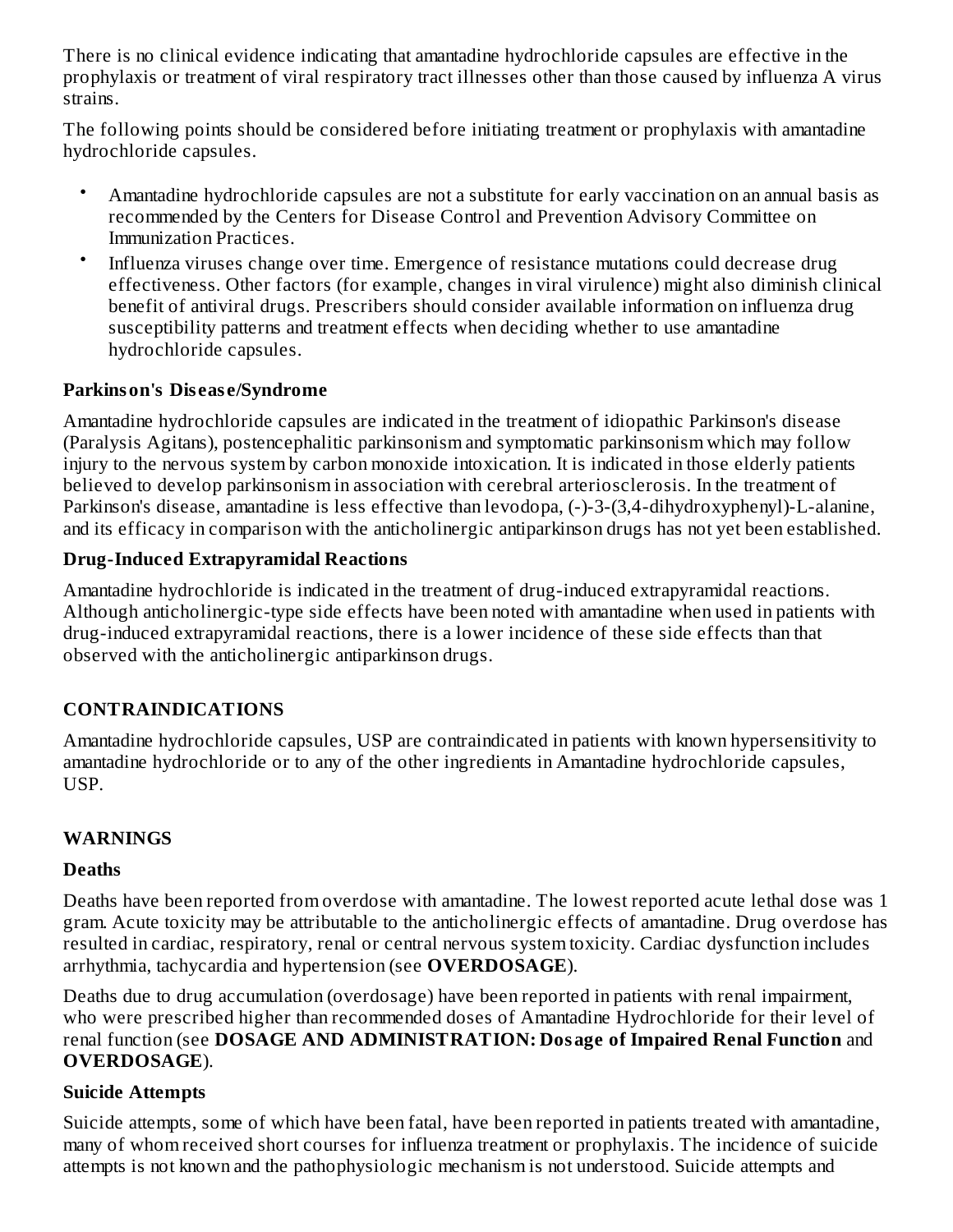There is no clinical evidence indicating that amantadine hydrochloride capsules are effective in the prophylaxis or treatment of viral respiratory tract illnesses other than those caused by influenza A virus strains.

The following points should be considered before initiating treatment or prophylaxis with amantadine hydrochloride capsules.

- Amantadine hydrochloride capsules are not a substitute for early vaccination on an annual basis as recommended by the Centers for Disease Control and Prevention Advisory Committee on Immunization Practices.
- Influenza viruses change over time. Emergence of resistance mutations could decrease drug effectiveness. Other factors (for example, changes in viral virulence) might also diminish clinical benefit of antiviral drugs. Prescribers should consider available information on influenza drug susceptibility patterns and treatment effects when deciding whether to use amantadine hydrochloride capsules.

**Parkinson's Disease/Syndrome**

Amantadine hydrochloride capsules are indicated in the treatment of idiopathic Parkinson's disease (Paralysis Agitans), postencephalitic parkinsonism and symptomatic parkinsonism which may follow injury to the nervous system by carbon monoxide intoxication. It is indicated in those elderly patients believed to develop parkinsonism in association with cerebral arteriosclerosis. In the treatment of Parkinson's disease, amantadine is less effective than levodopa, (-)-3-(3,4-dihydroxyphenyl)-L-alanine, and its efficacy in comparison with the anticholinergic antiparkinson drugs has not yet been established.

**Drug-Induced Extrapyramidal Reactions**

Amantadine hydrochloride is indicated in the treatment of drug-induced extrapyramidal reactions. Although anticholinergic-type side effects have been noted with amantadine when used in patients with drug-induced extrapyramidal reactions, there is a lower incidence of these side effects than that observed with the anticholinergic antiparkinson drugs.

## CONTRAINDICATIONS

Amantadine hydrochloride capsules, USP are contraindicated in patients with known hypersensitivity to amantadine hydrochloride or to any of the other ingredients in Amantadine hydrochloride capsules, USP.

## WARNINGS

**Deaths**

Deaths have been reported from overdose with amantadine. The lowest reported acute lethal dose was 1 gram. Acute toxicity may be attributable to the anticholinergic effects of amantadine. Drug overdose has resulted in cardiac, respiratory, renal or central nervous system toxicity. Cardiac dysfunction includes arrhythmia, tachycardia and hypertension (see **OVERDOSAGE**).

Deaths due to drug accumulation (overdosage) have been reported in patients with renal impairment, who were prescribed higher than recommended doses of Amantadine Hydrochloride for their level of renal function (see **DOSAGE AND ADMINISTRATION: Dosage of Impaired Renal Function** and **OVERDOSAGE**).

**Suicide Attempts**

Suicide attempts, some of which have been fatal, have been reported in patients treated with amantadine, many of whom received short courses for influenza treatment or prophylaxis. The incidence of suicide attempts is not known and the pathophysiologic mechanism is not understood. Suicide attempts and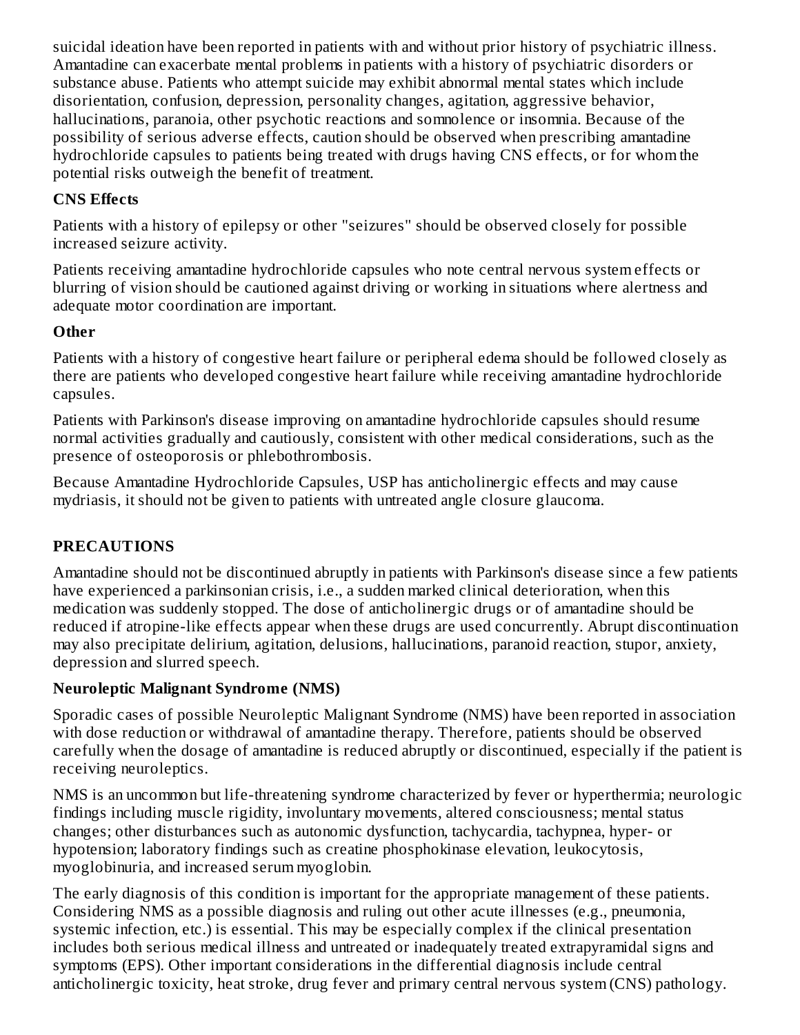suicidal ideation have been reported in patients with and without prior history of psychiatric illness. Amantadine can exacerbate mental problems in patients with a history of psychiatric disorders or substance abuse. Patients who attempt suicide may exhibit abnormal mental states which include disorientation, confusion, depression, personality changes, agitation, aggressive behavior, hallucinations, paranoia, other psychotic reactions and somnolence or insomnia. Because of the possibility of serious adverse effects, caution should be observed when prescribing amantadine hydrochloride capsules to patients being treated with drugs having CNS effects, or for whom the potential risks outweigh the benefit of treatment.

### CNS Effects

Patients with a history of epilepsy or other "seizures" should be observed closely for possible increased seizure activity.

Patients receiving amantadine hydrochloride capsules who note central nervous system effects or blurring of vision should be cautioned against driving or working in situations where alertness and adequate motor coordination are important.

### Other

Patients with a history of congestive heart failure or peripheral edema should be followed closely as there are patients who developed congestive heart failure while receiving amantadine hydrochloride capsules.

Patients with Parkinson's disease improving on amantadine hydrochloride capsules should resume normal activities gradually and cautiously, consistent with other medical considerations, such as the presence of osteoporosis or phlebothrombosis.

Because Amantadine Hydrochloride Capsules, USP has anticholinergic effects and may cause mydriasis, it should not be given to patients with untreated angle closure glaucoma.

## PRECAUTIONS

Amantadine should not be discontinued abruptly in patients with Parkinson's disease since a few patients have experienced a parkinsonian crisis, i.e., a sudden marked clinical deterioration, when this medication was suddenly stopped. The dose of anticholinergic drugs or of amantadine should be reduced if atropine-like effects appear when these drugs are used concurrently. Abrupt discontinuation may also precipitate delirium, agitation, delusions, hallucinations, paranoid reaction, stupor, anxiety, depression and slurred speech.

### Neuroleptic Malignant Syndrome (NMS)

Sporadic cases of possible Neuroleptic Malignant Syndrome (NMS) have been reported in association with dose reduction or withdrawal of amantadine therapy. Therefore, patients should be observed carefully when the dosage of amantadine is reduced abruptly or discontinued, especially if the patient is receiving neuroleptics.

NMS is an uncommon but life-threatening syndrome characterized by fever or hyperthermia; neurologic findings including muscle rigidity, involuntary movements, altered consciousness; mental status changes; other disturbances such as autonomic dysfunction, tachycardia, tachypnea, hyper- or hypotension; laboratory findings such as creatine phosphokinase elevation, leukocytosis, myoglobinuria, and increased serum myoglobin.

The early diagnosis of this condition is important for the appropriate management of these patients. Considering NMS as a possible diagnosis and ruling out other acute illnesses (e.g., pneumonia, systemic infection, etc.) is essential. This may be especially complex if the clinical presentation includes both serious medical illness and untreated or inadequately treated extrapyramidal signs and symptoms (EPS). Other important considerations in the differential diagnosis include central anticholinergic toxicity, heat stroke, drug fever and primary central nervous system (CNS) pathology.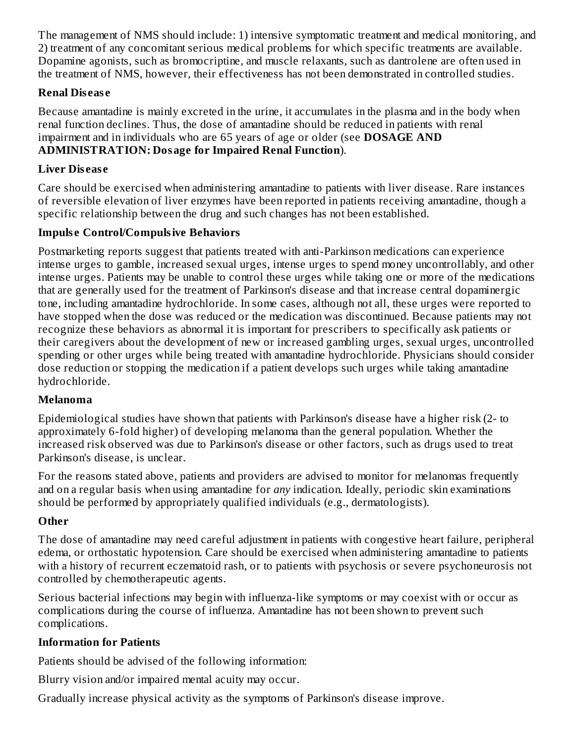The management of NMS should include: 1) intensive symptomatic treatment and medical monitoring, and 2) treatment of any concomitant serious medical problems for which specific treatments are available. Dopamine agonists, such as bromocriptine, and muscle relaxants, such as dantrolene are often used in the treatment of NMS, however, their effectiveness has not been demonstrated in controlled studies.

**Renal Disease**

Because amantadine is mainly excreted in the urine, it accumulates in the plasma and in the body when renal function declines. Thus, the dose of amantadine should be reduced in patients with renal impairment and in individuals who are 65 years of age or older (see **DOSAGE AND ADMINISTRATION: Dosage for Impaired Renal Function**).

**Liver Disease**

Care should be exercised when administering amantadine to patients with liver disease. Rare instances of reversible elevation of liver enzymes have been reported in patients receiving amantadine, though a specific relationship between the drug and such changes has not been established.

**Impulse Control/Compulsive Behaviors**

Postmarketing reports suggest that patients treated with anti-Parkinson medications can experience intense urges to gamble, increased sexual urges, intense urges to spend money uncontrollably, and other intense urges. Patients may be unable to control these urges while taking one or more of the medications that are generally used for the treatment of Parkinson's disease and that increase central dopaminergic tone, including amantadine hydrochloride. In some cases, although not all, these urges were reported to have stopped when the dose was reduced or the medication was discontinued. Because patients may not recognize these behaviors as abnormal it is important for prescribers to specifically ask patients or their caregivers about the development of new or increased gambling urges, sexual urges, uncontrolled spending or other urges while being treated with amantadine hydrochloride. Physicians should consider dose reduction or stopping the medication if a patient develops such urges while taking amantadine hydrochloride.

**Melanoma**

Epidemiological studies have shown that patients with Parkinson's disease have a higher risk (2- to approximately 6-fold higher) of developing melanoma than the general population. Whether the increased risk observed was due to Parkinson's disease or other factors, such as drugs used to treat Parkinson's disease, is unclear.

For the reasons stated above, patients and providers are advised to monitor for melanomas frequently and on a regular basis when using amantadine for *any* indication. Ideally, periodic skin examinations should be performed by appropriately qualified individuals (e.g., dermatologists).

**Other**

The dose of amantadine may need careful adjustment in patients with congestive heart failure, peripheral edema, or orthostatic hypotension. Care should be exercised when administering amantadine to patients with a history of recurrent eczematoid rash, or to patients with psychosis or severe psychoneurosis not controlled by chemotherapeutic agents.

Serious bacterial infections may begin with influenza-like symptoms or may coexist with or occur as complications during the course of influenza. Amantadine has not been shown to prevent such complications.

**Information for Patients**

Patients should be advised of the following information:

Blurry vision and/or impaired mental acuity may occur.

Gradually increase physical activity as the symptoms of Parkinson's disease improve.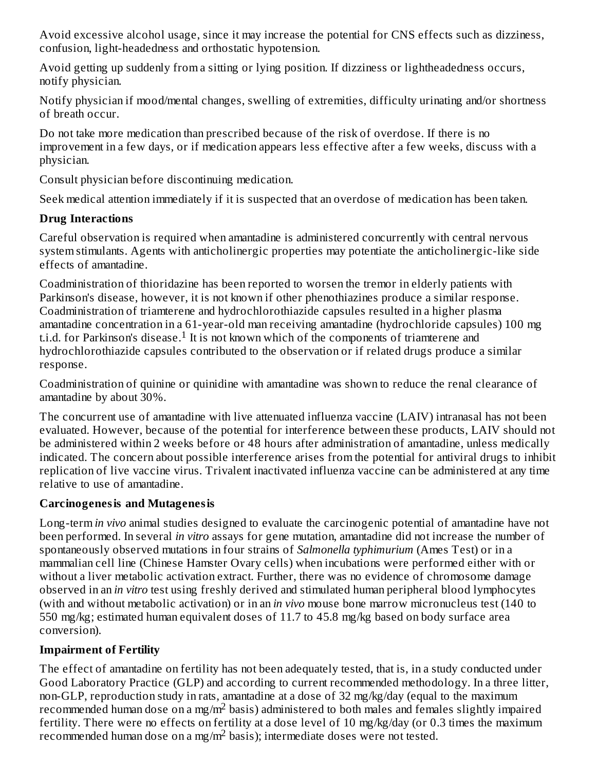Avoid excessive alcohol usage, since it may increase the potential for CNS effects such as dizziness, confusion, light-headedness and orthostatic hypotension.

Avoid getting up suddenly from a sitting or lying position. If dizziness or lightheadedness occurs, notify physician.

Notify physician if mood/mental changes, swelling of extremities, difficulty urinating and/or shortness of breath occur.

Do not take more medication than prescribed because of the risk of overdose. If there is no improvement in a few days, or if medication appears less effective after a few weeks, discuss with a physician.

Consult physician before discontinuing medication.

Seek medical attention immediately if it is suspected that an overdose of medication has been taken.

### Drug Interactions

Careful observation is required when amantadine is administered concurrently with central nervous system stimulants. Agents with anticholinergic properties may potentiate the anticholinergic-like side effects of amantadine.

Coadministration of thioridazine has been reported to worsen the tremor in elderly patients with Parkinson's disease, however, it is not known if other phenothiazines produce a similar response. Coadministration of triamterene and hydrochlorothiazide capsules resulted in a higher plasma amantadine concentration in a 61-year-old man receiving amantadine (hydrochloride capsules) 100 mg t.i.d. for Parkinson's disease.[1] It is not known which of the components of triamterene and hydrochlorothiazide capsules contributed to the observation or if related drugs produce a similar response.

Coadministration of quinine or quinidine with amantadine was shown to reduce the renal clearance of amantadine by about 30%.

The concurrent use of amantadine with live attenuated influenza vaccine (LAIV) intranasal has not been evaluated. However, because of the potential for interference between these products, LAIV should not be administered within 2 weeks before or 48 hours after administration of amantadine, unless medically indicated. The concern about possible interference arises from the potential for antiviral drugs to inhibit replication of live vaccine virus. Trivalent inactivated influenza vaccine can be administered at any time relative to use of amantadine.

### Carcinogenesis and Mutagenesis

Long-term *in vivo* animal studies designed to evaluate the carcinogenic potential of amantadine have not been performed. In several *in vitro* assays for gene mutation, amantadine did not increase the number of spontaneously observed mutations in four strains of *Salmonella typhimurium* (Ames Test) or in a mammalian cell line (Chinese Hamster Ovary cells) when incubations were performed either with or without a liver metabolic activation extract. Further, there was no evidence of chromosome damage observed in an *in vitro* test using freshly derived and stimulated human peripheral blood lymphocytes (with and without metabolic activation) or in an *in vivo* mouse bone marrow micronucleus test (140 to 550 mg/kg; estimated human equivalent doses of 11.7 to 45.8 mg/kg based on body surface area conversion).

### Impairment of Fertility

The effect of amantadine on fertility has not been adequately tested, that is, in a study conducted under Good Laboratory Practice (GLP) and according to current recommended methodology. In a three litter, non-GLP, reproduction study in rats, amantadine at a dose of 32 mg/kg/day (equal to the maximum recommended human dose on a $mg/m^2$ basis) administered to both males and females slightly impaired fertility. There were no effects on fertility at a dose level of 10 mg/kg/day (or 0.3 times the maximum recommended human dose on a $mg/m^2$ basis); intermediate doses were not tested.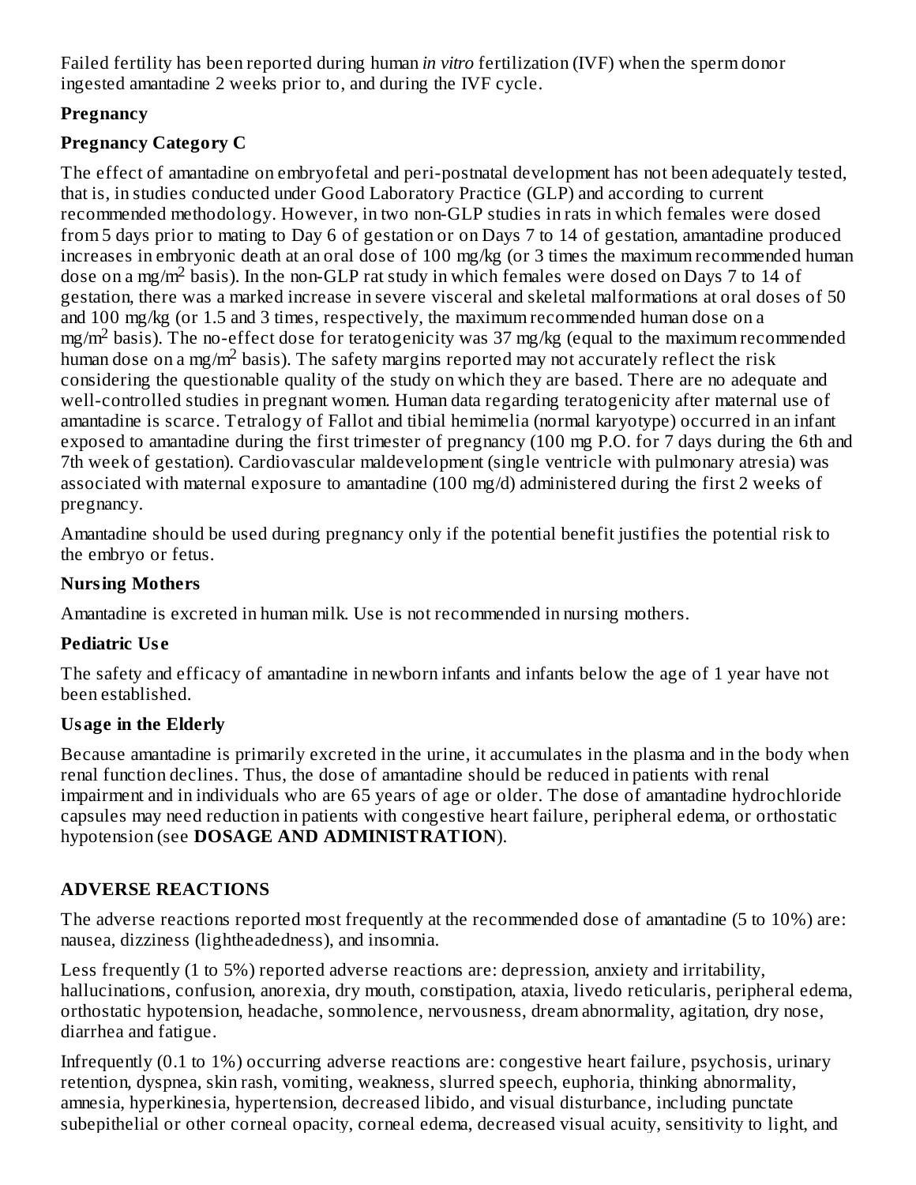Failed fertility has been reported during human *in vitro* fertilization (IVF) when the sperm donor ingested amantadine 2 weeks prior to, and during the IVF cycle.

**Pregnancy**

**Pregnancy Category C**

The effect of amantadine on embryofetal and peri-postnatal development has not been adequately tested, that is, in studies conducted under Good Laboratory Practice (GLP) and according to current recommended methodology. However, in two non-GLP studies in rats in which females were dosed from 5 days prior to mating to Day 6 of gestation or on Days 7 to 14 of gestation, amantadine produced increases in embryonic death at an oral dose of 100 mg/kg (or 3 times the maximum recommended human dose on a mg/$m^2$ basis). In the non-GLP rat study in which females were dosed on Days 7 to 14 of gestation, there was a marked increase in severe visceral and skeletal malformations at oral doses of 50 and 100 mg/kg (or 1.5 and 3 times, respectively, the maximum recommended human dose on a mg/$m^2$ basis). The no-effect dose for teratogenicity was 37 mg/kg (equal to the maximum recommended human dose on a mg/$m^2$ basis). The safety margins reported may not accurately reflect the risk considering the questionable quality of the study on which they are based. There are no adequate and well-controlled studies in pregnant women. Human data regarding teratogenicity after maternal use of amantadine is scarce. Tetralogy of Fallot and tibial hemimelia (normal karyotype) occurred in an infant exposed to amantadine during the first trimester of pregnancy (100 mg P.O. for 7 days during the 6th and 7th week of gestation). Cardiovascular maldevelopment (single ventricle with pulmonary atresia) was associated with maternal exposure to amantadine (100 mg/d) administered during the first 2 weeks of pregnancy.

Amantadine should be used during pregnancy only if the potential benefit justifies the potential risk to the embryo or fetus.

**Nursing Mothers**

Amantadine is excreted in human milk. Use is not recommended in nursing mothers.

**Pediatric Use**

The safety and efficacy of amantadine in newborn infants and infants below the age of 1 year have not been established.

**Usage in the Elderly**

Because amantadine is primarily excreted in the urine, it accumulates in the plasma and in the body when renal function declines. Thus, the dose of amantadine should be reduced in patients with renal impairment and in individuals who are 65 years of age or older. The dose of amantadine hydrochloride capsules may need reduction in patients with congestive heart failure, peripheral edema, or orthostatic hypotension (see **DOSAGE AND ADMINISTRATION**).

## ADVERSE REACTIONS

The adverse reactions reported most frequently at the recommended dose of amantadine (5 to 10%) are: nausea, dizziness (lightheadedness), and insomnia.

Less frequently (1 to 5%) reported adverse reactions are: depression, anxiety and irritability, hallucinations, confusion, anorexia, dry mouth, constipation, ataxia, livedo reticularis, peripheral edema, orthostatic hypotension, headache, somnolence, nervousness, dream abnormality, agitation, dry nose, diarrhea and fatigue.

Infrequently (0.1 to 1%) occurring adverse reactions are: congestive heart failure, psychosis, urinary retention, dyspnea, skin rash, vomiting, weakness, slurred speech, euphoria, thinking abnormality, amnesia, hyperkinesia, hypertension, decreased libido, and visual disturbance, including punctate subepithelial or other corneal opacity, corneal edema, decreased visual acuity, sensitivity to light, and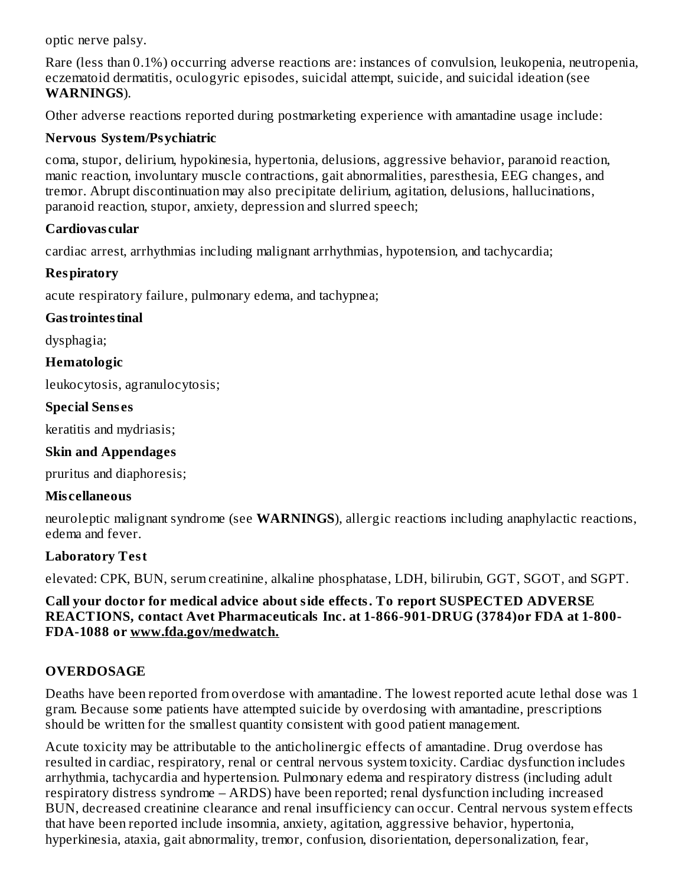optic nerve palsy.

Rare (less than 0.1%) occurring adverse reactions are: instances of convulsion, leukopenia, neutropenia, eczematoid dermatitis, oculogyric episodes, suicidal attempt, suicide, and suicidal ideation (see **WARNINGS**).

Other adverse reactions reported during postmarketing experience with amantadine usage include:

**Nervous System/Psychiatric**

coma, stupor, delirium, hypokinesia, hypertonia, delusions, aggressive behavior, paranoid reaction, manic reaction, involuntary muscle contractions, gait abnormalities, paresthesia, EEG changes, and tremor. Abrupt discontinuation may also precipitate delirium, agitation, delusions, hallucinations, paranoid reaction, stupor, anxiety, depression and slurred speech;

**Cardiovascular**

cardiac arrest, arrhythmias including malignant arrhythmias, hypotension, and tachycardia;

**Respiratory**

acute respiratory failure, pulmonary edema, and tachypnea;

**Gastrointestinal**

dysphagia;

**Hematologic**

leukocytosis, agranulocytosis;

**Special Senses**

keratitis and mydriasis;

**Skin and Appendages**

pruritus and diaphoresis;

**Miscellaneous**

neuroleptic malignant syndrome (see **WARNINGS**), allergic reactions including anaphylactic reactions, edema and fever.

**Laboratory Test**

elevated: CPK, BUN, serum creatinine, alkaline phosphatase, LDH, bilirubin, GGT, SGOT, and SGPT.

**Call your doctor for medical advice about side effects. To report SUSPECTED ADVERSE REACTIONS, contact Avet Pharmaceuticals Inc. at 1-866-901-DRUG (3784)or FDA at 1-800-FDA-1088 or www.fda.gov/medwatch.**

## OVERDOSAGE

Deaths have been reported from overdose with amantadine. The lowest reported acute lethal dose was 1 gram. Because some patients have attempted suicide by overdosing with amantadine, prescriptions should be written for the smallest quantity consistent with good patient management.

Acute toxicity may be attributable to the anticholinergic effects of amantadine. Drug overdose has resulted in cardiac, respiratory, renal or central nervous system toxicity. Cardiac dysfunction includes arrhythmia, tachycardia and hypertension. Pulmonary edema and respiratory distress (including adult respiratory distress syndrome – ARDS) have been reported; renal dysfunction including increased BUN, decreased creatinine clearance and renal insufficiency can occur. Central nervous system effects that have been reported include insomnia, anxiety, agitation, aggressive behavior, hypertonia, hyperkinesia, ataxia, gait abnormality, tremor, confusion, disorientation, depersonalization, fear,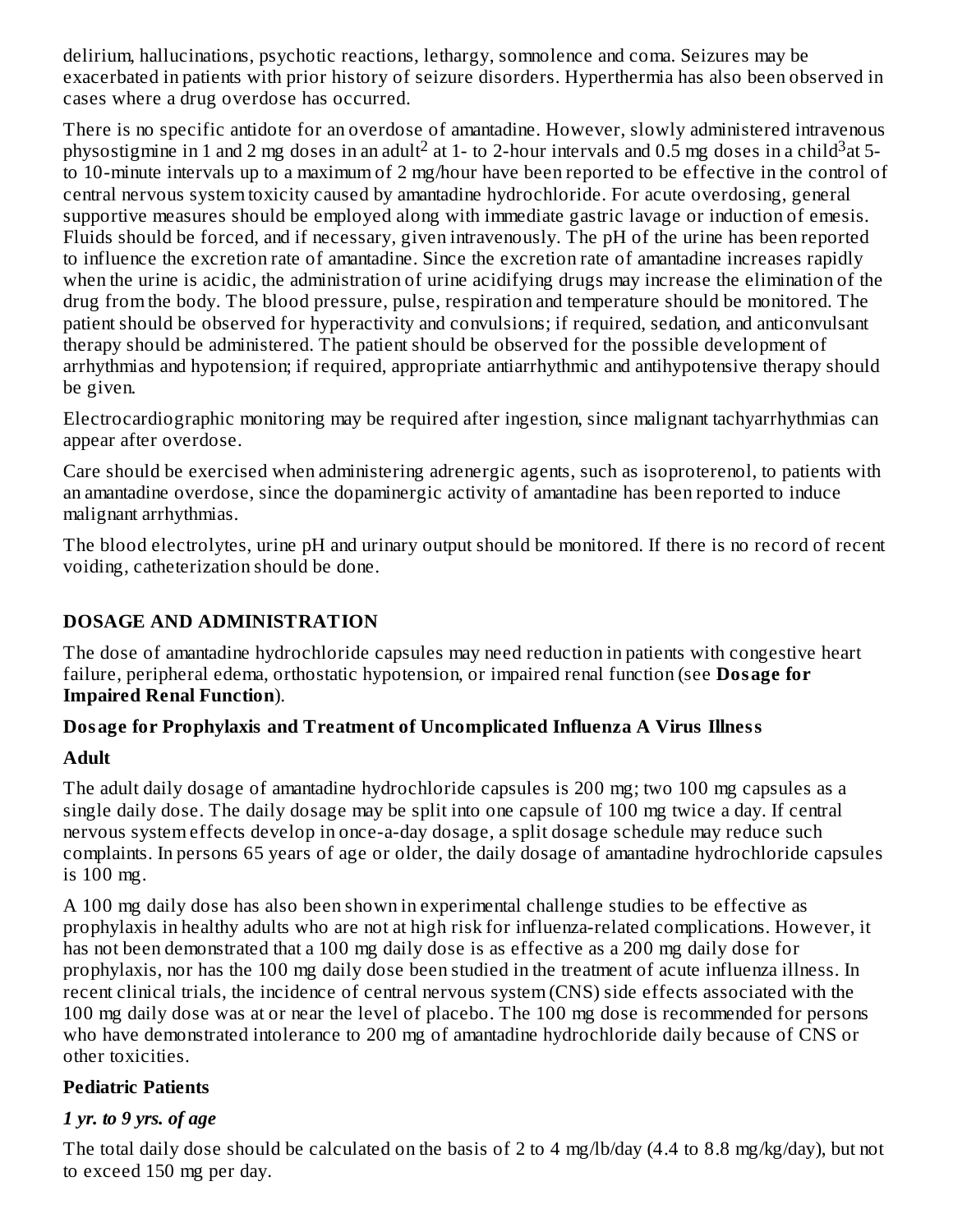delirium, hallucinations, psychotic reactions, lethargy, somnolence and coma. Seizures may be exacerbated in patients with prior history of seizure disorders. Hyperthermia has also been observed in cases where a drug overdose has occurred.

There is no specific antidote for an overdose of amantadine. However, slowly administered intravenous physostigmine in 1 and 2 mg doses in an adult[2] at 1- to 2-hour intervals and 0.5 mg doses in a child[3] at 5- to 10-minute intervals up to a maximum of 2 mg/hour have been reported to be effective in the control of central nervous system toxicity caused by amantadine hydrochloride. For acute overdosing, general supportive measures should be employed along with immediate gastric lavage or induction of emesis. Fluids should be forced, and if necessary, given intravenously. The pH of the urine has been reported to influence the excretion rate of amantadine. Since the excretion rate of amantadine increases rapidly when the urine is acidic, the administration of urine acidifying drugs may increase the elimination of the drug from the body. The blood pressure, pulse, respiration and temperature should be monitored. The patient should be observed for hyperactivity and convulsions; if required, sedation, and anticonvulsant therapy should be administered. The patient should be observed for the possible development of arrhythmias and hypotension; if required, appropriate antiarrhythmic and antihypotensive therapy should be given.

Electrocardiographic monitoring may be required after ingestion, since malignant tachyarrhythmias can appear after overdose.

Care should be exercised when administering adrenergic agents, such as isoproterenol, to patients with an amantadine overdose, since the dopaminergic activity of amantadine has been reported to induce malignant arrhythmias.

The blood electrolytes, urine pH and urinary output should be monitored. If there is no record of recent voiding, catheterization should be done.

## DOSAGE AND ADMINISTRATION

The dose of amantadine hydrochloride capsules may need reduction in patients with congestive heart failure, peripheral edema, orthostatic hypotension, or impaired renal function (see **Dosage for Impaired Renal Function**).

### Dosage for Prophylaxis and Treatment of Uncomplicated Influenza A Virus Illness

#### Adult

The adult daily dosage of amantadine hydrochloride capsules is 200 mg; two 100 mg capsules as a single daily dose. The daily dosage may be split into one capsule of 100 mg twice a day. If central nervous system effects develop in once-a-day dosage, a split dosage schedule may reduce such complaints. In persons 65 years of age or older, the daily dosage of amantadine hydrochloride capsules is 100 mg.

A 100 mg daily dose has also been shown in experimental challenge studies to be effective as prophylaxis in healthy adults who are not at high risk for influenza-related complications. However, it has not been demonstrated that a 100 mg daily dose is as effective as a 200 mg daily dose for prophylaxis, nor has the 100 mg daily dose been studied in the treatment of acute influenza illness. In recent clinical trials, the incidence of central nervous system (CNS) side effects associated with the 100 mg daily dose was at or near the level of placebo. The 100 mg dose is recommended for persons who have demonstrated intolerance to 200 mg of amantadine hydrochloride daily because of CNS or other toxicities.

#### Pediatric Patients

***1 yr. to 9 yrs. of age***

The total daily dose should be calculated on the basis of 2 to 4 mg/lb/day (4.4 to 8.8 mg/kg/day), but not to exceed 150 mg per day.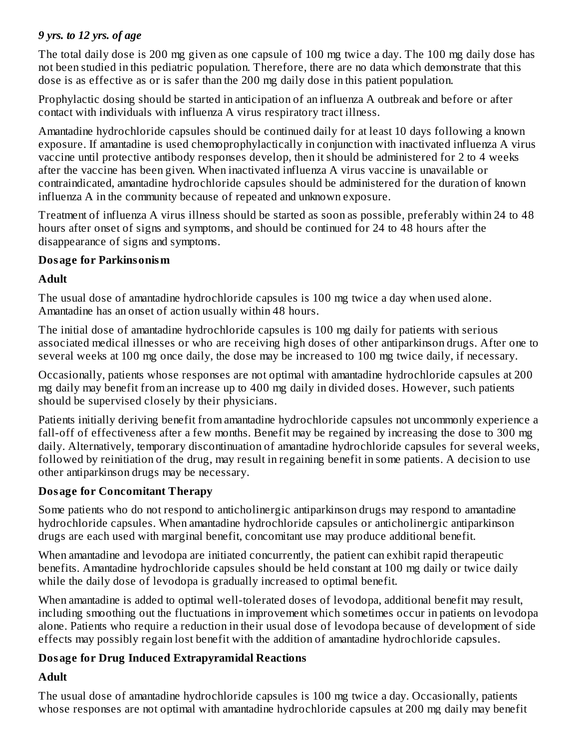*9 yrs. to 12 yrs. of age*

The total daily dose is 200 mg given as one capsule of 100 mg twice a day. The 100 mg daily dose has not been studied in this pediatric population. Therefore, there are no data which demonstrate that this dose is as effective as or is safer than the 200 mg daily dose in this patient population.

Prophylactic dosing should be started in anticipation of an influenza A outbreak and before or after contact with individuals with influenza A virus respiratory tract illness.

Amantadine hydrochloride capsules should be continued daily for at least 10 days following a known exposure. If amantadine is used chemoprophylactically in conjunction with inactivated influenza A virus vaccine until protective antibody responses develop, then it should be administered for 2 to 4 weeks after the vaccine has been given. When inactivated influenza A virus vaccine is unavailable or contraindicated, amantadine hydrochloride capsules should be administered for the duration of known influenza A in the community because of repeated and unknown exposure.

Treatment of influenza A virus illness should be started as soon as possible, preferably within 24 to 48 hours after onset of signs and symptoms, and should be continued for 24 to 48 hours after the disappearance of signs and symptoms.

**Dosage for Parkinsonism**

**Adult**

The usual dose of amantadine hydrochloride capsules is 100 mg twice a day when used alone. Amantadine has an onset of action usually within 48 hours.

The initial dose of amantadine hydrochloride capsules is 100 mg daily for patients with serious associated medical illnesses or who are receiving high doses of other antiparkinson drugs. After one to several weeks at 100 mg once daily, the dose may be increased to 100 mg twice daily, if necessary.

Occasionally, patients whose responses are not optimal with amantadine hydrochloride capsules at 200 mg daily may benefit from an increase up to 400 mg daily in divided doses. However, such patients should be supervised closely by their physicians.

Patients initially deriving benefit from amantadine hydrochloride capsules not uncommonly experience a fall-off of effectiveness after a few months. Benefit may be regained by increasing the dose to 300 mg daily. Alternatively, temporary discontinuation of amantadine hydrochloride capsules for several weeks, followed by reinitiation of the drug, may result in regaining benefit in some patients. A decision to use other antiparkinson drugs may be necessary.

**Dosage for Concomitant Therapy**

Some patients who do not respond to anticholinergic antiparkinson drugs may respond to amantadine hydrochloride capsules. When amantadine hydrochloride capsules or anticholinergic antiparkinson drugs are each used with marginal benefit, concomitant use may produce additional benefit.

When amantadine and levodopa are initiated concurrently, the patient can exhibit rapid therapeutic benefits. Amantadine hydrochloride capsules should be held constant at 100 mg daily or twice daily while the daily dose of levodopa is gradually increased to optimal benefit.

When amantadine is added to optimal well-tolerated doses of levodopa, additional benefit may result, including smoothing out the fluctuations in improvement which sometimes occur in patients on levodopa alone. Patients who require a reduction in their usual dose of levodopa because of development of side effects may possibly regain lost benefit with the addition of amantadine hydrochloride capsules.

**Dosage for Drug Induced Extrapyramidal Reactions**

**Adult**

The usual dose of amantadine hydrochloride capsules is 100 mg twice a day. Occasionally, patients whose responses are not optimal with amantadine hydrochloride capsules at 200 mg daily may benefit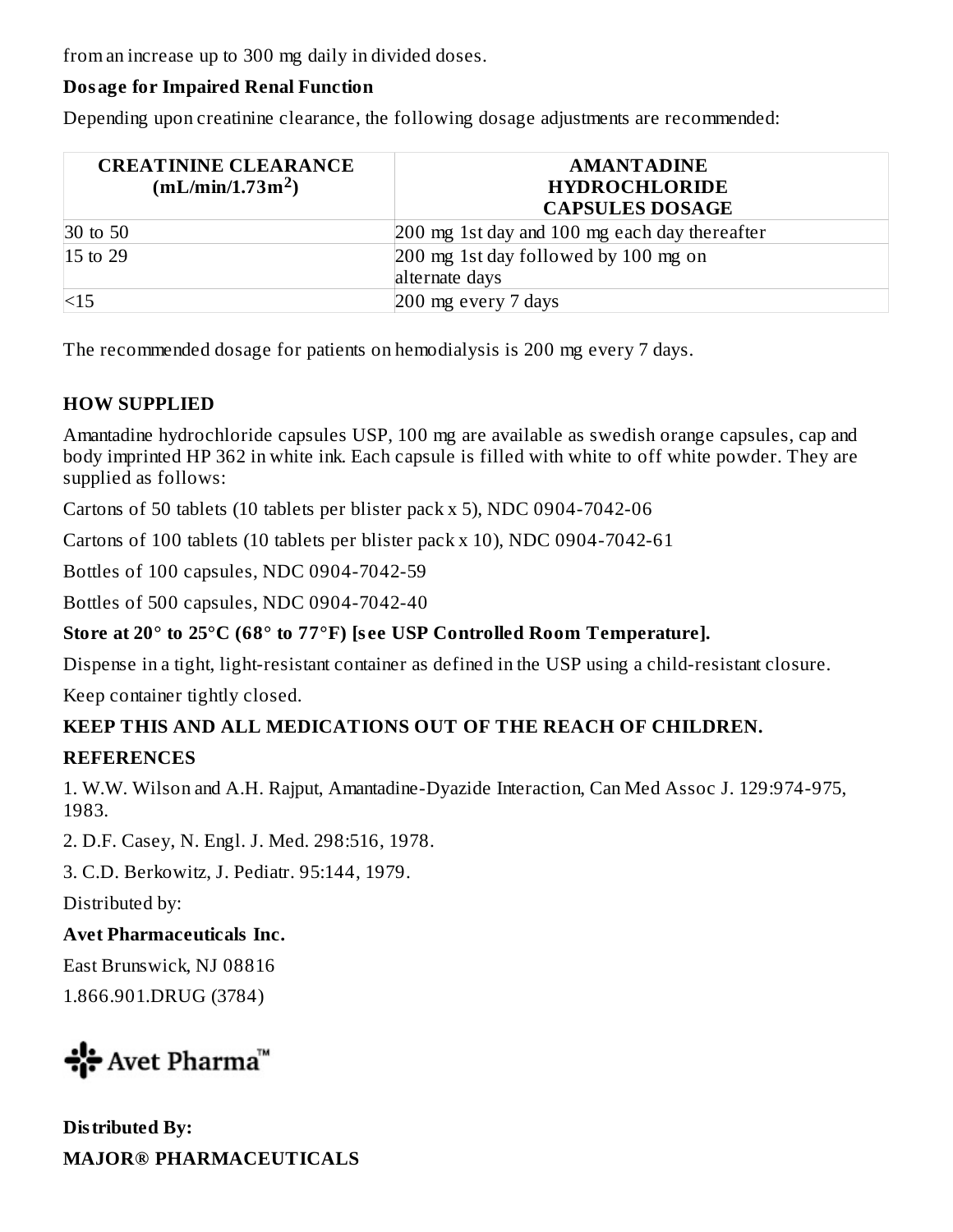from an increase up to 300 mg daily in divided doses.

**Dosage for Impaired Renal Function**

Depending upon creatinine clearance, the following dosage adjustments are recommended:

| CREATININE CLEARANCE (mL/min/1.73m$^2$) | AMANTADINE HYDROCHLORIDE CAPSULES DOSAGE |
| --- | --- |
| 30 to 50 | 200 mg 1st day and 100 mg each day thereafter |
| 15 to 29 | 200 mg 1st day followed by 100 mg on alternate days |
| <15 | 200 mg every 7 days |

The recommended dosage for patients on hemodialysis is 200 mg every 7 days.

## HOW SUPPLIED

Amantadine hydrochloride capsules USP, 100 mg are available as swedish orange capsules, cap and body imprinted HP 362 in white ink. Each capsule is filled with white to off white powder. They are supplied as follows:

Cartons of 50 tablets (10 tablets per blister pack x 5), NDC 0904-7042-06

Cartons of 100 tablets (10 tablets per blister pack x 10), NDC 0904-7042-61

Bottles of 100 capsules, NDC 0904-7042-59

Bottles of 500 capsules, NDC 0904-7042-40

**Store at 20° to 25°C (68° to 77°F) [see USP Controlled Room Temperature].**

Dispense in a tight, light-resistant container as defined in the USP using a child-resistant closure.

Keep container tightly closed.

**KEEP THIS AND ALL MEDICATIONS OUT OF THE REACH OF CHILDREN.**

## REFERENCES

1. W.W. Wilson and A.H. Rajput, Amantadine-Dyazide Interaction, Can Med Assoc J. 129:974-975, 1983.
2. D.F. Casey, N. Engl. J. Med. 298:516, 1978.
3. C.D. Berkowitz, J. Pediatr. 95:144, 1979.

Distributed by:

**Avet Pharmaceuticals Inc.**

East Brunswick, NJ 08816

1.866.901.DRUG (3784)

Avet Pharma™

**Distributed By:**

**MAJOR® PHARMACEUTICALS**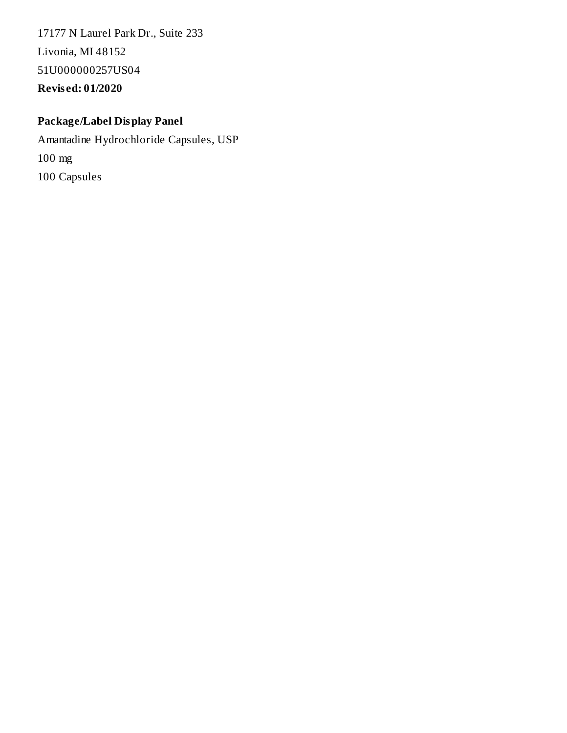17177 N Laurel Park Dr., Suite 233

Livonia, MI 48152

51U000000257US04

**Revised: 01/2020**

**Package/Label Display Panel**

Amantadine Hydrochloride Capsules, USP

100 mg

100 Capsules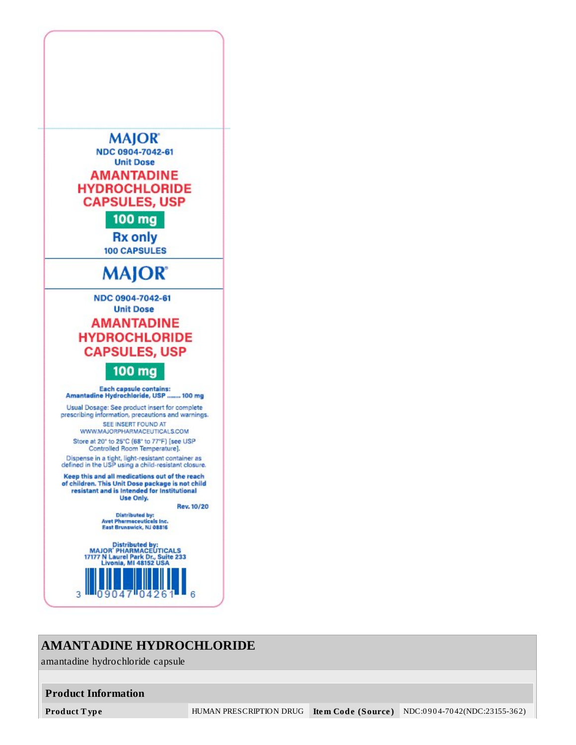MAJOR®

NDC 0904-7042-61

Unit Dose

**AMANTADINE HYDROCHLORIDE CAPSULES, USP**

**100 mg**

**Rx only**

**100 CAPSULES**

MAJOR®

NDC 0904-7042-61

Unit Dose

**AMANTADINE HYDROCHLORIDE CAPSULES, USP**

**100 mg**

**Each capsule contains:**
**Amantadine Hydrochloride, USP ........ 100 mg**

Usual Dosage: See product insert for complete prescribing information, precautions and warnings.

SEE INSERT FOUND AT WWW.MAJORPHARMACEUTICALS.COM

Store at 20° to 25°C (68° to 77°F) [see USP Controlled Room Temperature].

Dispense in a tight, light-resistant container as defined in the USP using a child-resistant closure.

**Keep this and all medications out of the reach of children. This Unit Dose package is not child resistant and is intended for Institutional Use Only.**

**Rev. 10/20**

Distributed by:
Avet Pharmaceuticals Inc.
East Brunswick, NJ 08816

Distributed by:
MAJOR® PHARMACEUTICALS
17177 N Laurel Park Dr., Suite 233
Livonia, MI 48152 USA

3 09047 04261 6

# AMANTADINE HYDROCHLORIDE

amantadine hydrochloride capsule

| **Product Information** | | | |
|---|---|---|---|
| **Product Type** | HUMAN PRESCRIPTION DRUG | **Item Code (Source)** | NDC:0904-7042(NDC:23155-362) |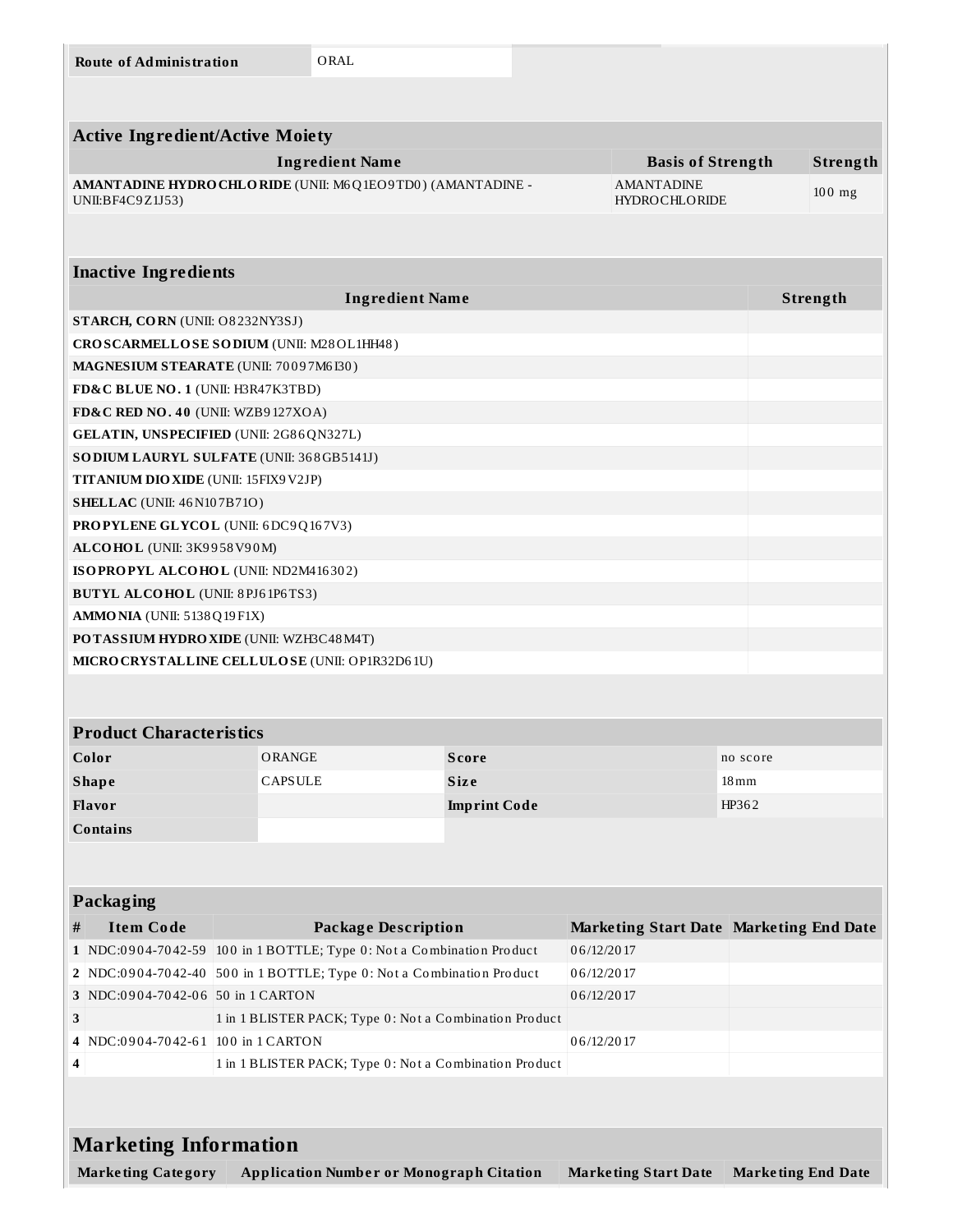| Route of Administration | ORAL |
| --- | --- |

| Active Ingredient/Active Moiety | | |
| --- | --- | --- |
| **Ingredient Name** | **Basis of Strength** | **Strength** |
| **AMANTADINE HYDROCHLORIDE** (UNII: M6Q1EO9TD0) (AMANTADINE - UNII:BF4C9Z1J53) | AMANTADINE HYDROCHLORIDE | 100 mg |

| Inactive Ingredients | |
| --- | --- |
| **Ingredient Name** | **Strength** |
| **STARCH, CORN** (UNII: O8232NY3SJ) | |
| **CROSCARMELLOSE SODIUM** (UNII: M28OL1HH48) | |
| **MAGNESIUM STEARATE** (UNII: 70097M6I30) | |
| **FD&C BLUE NO. 1** (UNII: H3R47K3TBD) | |
| **FD&C RED NO. 40** (UNII: WZB9127XOA) | |
| **GELATIN, UNSPECIFIED** (UNII: 2G86QN327L) | |
| **SODIUM LAURYL SULFATE** (UNII: 368GB5141J) | |
| **TITANIUM DIOXIDE** (UNII: 15FIX9V2JP) | |
| **SHELLAC** (UNII: 46N107B71O) | |
| **PROPYLENE GLYCOL** (UNII: 6DC9Q167V3) | |
| **ALCOHOL** (UNII: 3K9958V90M) | |
| **ISOPROPYL ALCOHOL** (UNII: ND2M416302) | |
| **BUTYL ALCOHOL** (UNII: 8PJ61P6TS3) | |
| **AMMONIA** (UNII: 5138Q19F1X) | |
| **POTASSIUM HYDROXIDE** (UNII: WZH3C48M4T) | |
| **MICROCRYSTALLINE CELLULOSE** (UNII: OP1R32D61U) | |

| Product Characteristics | | | |
| --- | --- | --- | --- |
| **Color** | ORANGE | **Score** | no score |
| **Shape** | CAPSULE | **Size** | 18mm |
| **Flavor** | | **Imprint Code** | HP362 |
| **Contains** | | | |

| Packaging | | | | |
| --- | --- | --- | --- | --- |
| **#** | **Item Code** | **Package Description** | **Marketing Start Date** | **Marketing End Date** |
| 1 | NDC:0904-7042-59 | 100 in 1 BOTTLE; Type 0: Not a Combination Product | 06/12/2017 | |
| 2 | NDC:0904-7042-40 | 500 in 1 BOTTLE; Type 0: Not a Combination Product | 06/12/2017 | |
| 3 | NDC:0904-7042-06 | 50 in 1 CARTON | 06/12/2017 | |
| 3 | | 1 in 1 BLISTER PACK; Type 0: Not a Combination Product | | |
| 4 | NDC:0904-7042-61 | 100 in 1 CARTON | 06/12/2017 | |
| 4 | | 1 in 1 BLISTER PACK; Type 0: Not a Combination Product | | |

| Marketing Information | | | |
| --- | --- | --- | --- |
| **Marketing Category** | **Application Number or Monograph Citation** | **Marketing Start Date** | **Marketing End Date** |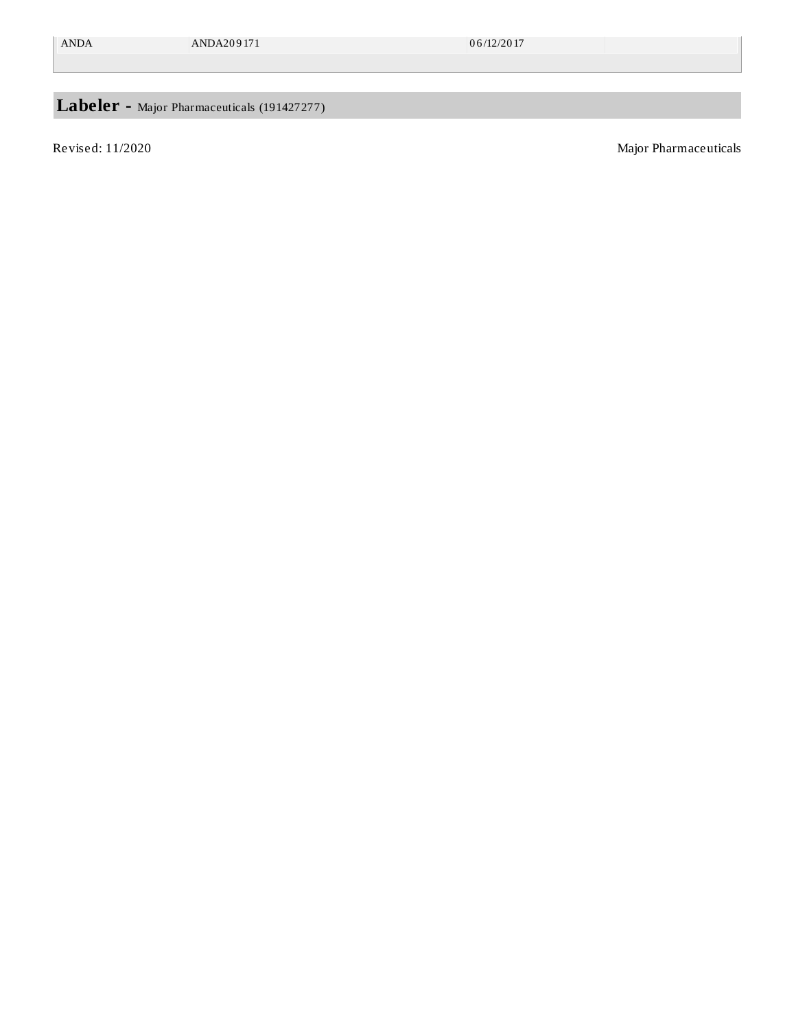| | | | |
|---|---|---|---|
| ANDA | ANDA209171 | 06/12/2017 | |

## Labeler - Major Pharmaceuticals (191427277)

Revised: 11/2020

Major Pharmaceuticals